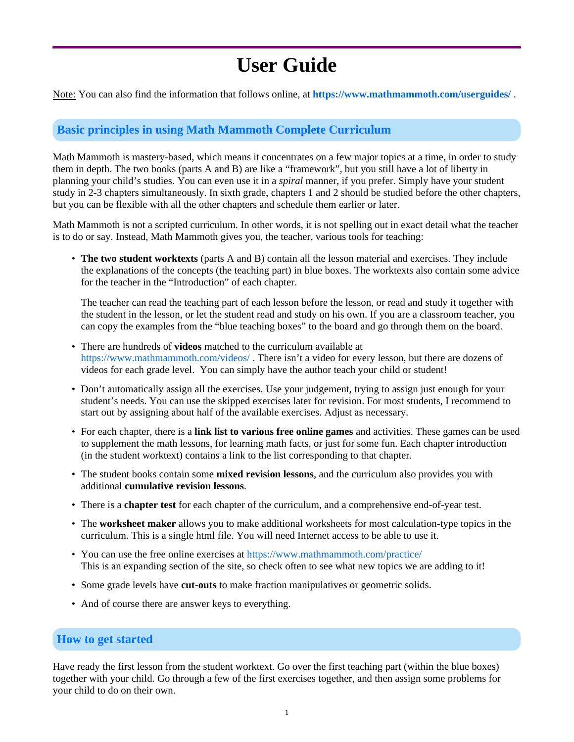# User Guide

Note: You can also find the information that follows online, at **https://www.mathmammoth.com/userguides/** .

## Basic principles in using Math Mammoth Complete Curriculum

Math Mammoth is mastery-based, which means it concentrates on a few major topics at a time, in order to study them in depth. The two books (parts A and B) are like a "framework", but you still have a lot of liberty in planning your child's studies. You can even use it in a *spiral* manner, if you prefer. Simply have your student study in 2-3 chapters simultaneously. In sixth grade, chapters 1 and 2 should be studied before the other chapters, but you can be flexible with all the other chapters and schedule them earlier or later.

Math Mammoth is not a scripted curriculum. In other words, it is not spelling out in exact detail what the teacher is to do or say. Instead, Math Mammoth gives you, the teacher, various tools for teaching:

- **The two student worktexts** (parts A and B) contain all the lesson material and exercises. They include the explanations of the concepts (the teaching part) in blue boxes. The worktexts also contain some advice for the teacher in the "Introduction" of each chapter.

  The teacher can read the teaching part of each lesson before the lesson, or read and study it together with the student in the lesson, or let the student read and study on his own. If you are a classroom teacher, you can copy the examples from the "blue teaching boxes" to the board and go through them on the board.

- There are hundreds of **videos** matched to the curriculum available at https://www.mathmammoth.com/videos/ . There isn't a video for every lesson, but there are dozens of videos for each grade level. You can simply have the author teach your child or student!

- Don't automatically assign all the exercises. Use your judgement, trying to assign just enough for your student's needs. You can use the skipped exercises later for revision. For most students, I recommend to start out by assigning about half of the available exercises. Adjust as necessary.

- For each chapter, there is a **link list to various free online games** and activities. These games can be used to supplement the math lessons, for learning math facts, or just for some fun. Each chapter introduction (in the student worktext) contains a link to the list corresponding to that chapter.

- The student books contain some **mixed revision lessons**, and the curriculum also provides you with additional **cumulative revision lessons**.

- There is a **chapter test** for each chapter of the curriculum, and a comprehensive end-of-year test.

- The **worksheet maker** allows you to make additional worksheets for most calculation-type topics in the curriculum. This is a single html file. You will need Internet access to be able to use it.

- You can use the free online exercises at https://www.mathmammoth.com/practice/
  This is an expanding section of the site, so check often to see what new topics we are adding to it!

- Some grade levels have **cut-outs** to make fraction manipulatives or geometric solids.

- And of course there are answer keys to everything.

## How to get started

Have ready the first lesson from the student worktext. Go over the first teaching part (within the blue boxes) together with your child. Go through a few of the first exercises together, and then assign some problems for your child to do on their own.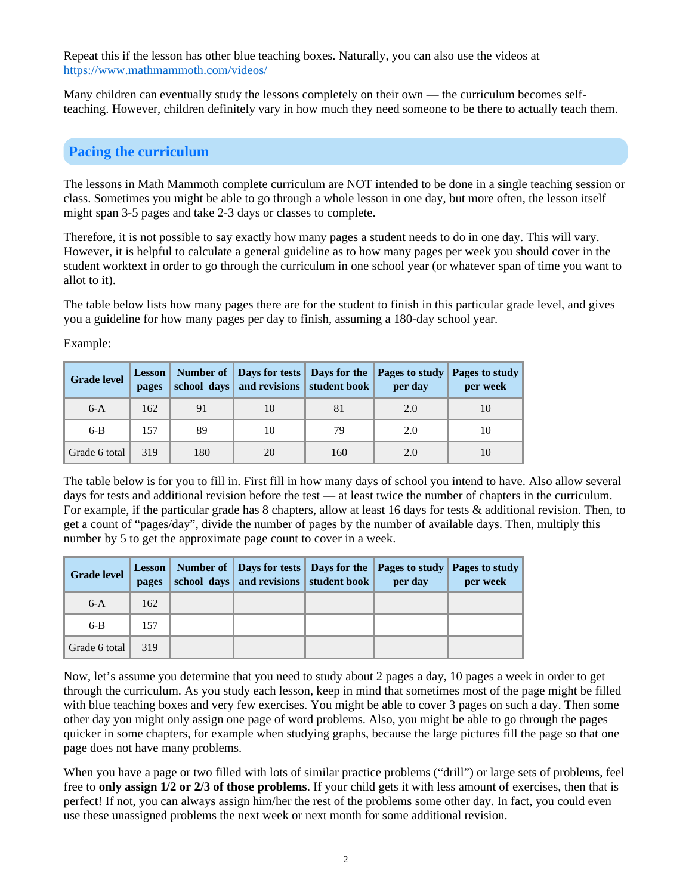Repeat this if the lesson has other blue teaching boxes. Naturally, you can also use the videos at https://www.mathmammoth.com/videos/

Many children can eventually study the lessons completely on their own — the curriculum becomes self-teaching. However, children definitely vary in how much they need someone to be there to actually teach them.

## Pacing the curriculum

The lessons in Math Mammoth complete curriculum are NOT intended to be done in a single teaching session or class. Sometimes you might be able to go through a whole lesson in one day, but more often, the lesson itself might span 3-5 pages and take 2-3 days or classes to complete.

Therefore, it is not possible to say exactly how many pages a student needs to do in one day. This will vary. However, it is helpful to calculate a general guideline as to how many pages per week you should cover in the student worktext in order to go through the curriculum in one school year (or whatever span of time you want to allot to it).

The table below lists how many pages there are for the student to finish in this particular grade level, and gives you a guideline for how many pages per day to finish, assuming a 180-day school year.

Example:

| Grade level | Lesson pages | Number of school days | Days for tests and revisions | Days for the student book | Pages to study per day | Pages to study per week |
|---|---|---|---|---|---|---|
| 6-A | 162 | 91 | 10 | 81 | 2.0 | 10 |
| 6-B | 157 | 89 | 10 | 79 | 2.0 | 10 |
| Grade 6 total | 319 | 180 | 20 | 160 | 2.0 | 10 |

The table below is for you to fill in. First fill in how many days of school you intend to have. Also allow several days for tests and additional revision before the test — at least twice the number of chapters in the curriculum. For example, if the particular grade has 8 chapters, allow at least 16 days for tests & additional revision. Then, to get a count of "pages/day", divide the number of pages by the number of available days. Then, multiply this number by 5 to get the approximate page count to cover in a week.

| Grade level | Lesson pages | Number of school days | Days for tests and revisions | Days for the student book | Pages to study per day | Pages to study per week |
|---|---|---|---|---|---|---|
| 6-A | 162 | | | | | |
| 6-B | 157 | | | | | |
| Grade 6 total | 319 | | | | | |

Now, let's assume you determine that you need to study about 2 pages a day, 10 pages a week in order to get through the curriculum. As you study each lesson, keep in mind that sometimes most of the page might be filled with blue teaching boxes and very few exercises. You might be able to cover 3 pages on such a day. Then some other day you might only assign one page of word problems. Also, you might be able to go through the pages quicker in some chapters, for example when studying graphs, because the large pictures fill the page so that one page does not have many problems.

When you have a page or two filled with lots of similar practice problems ("drill") or large sets of problems, feel free to **only assign 1/2 or 2/3 of those problems**. If your child gets it with less amount of exercises, then that is perfect! If not, you can always assign him/her the rest of the problems some other day. In fact, you could even use these unassigned problems the next week or next month for some additional revision.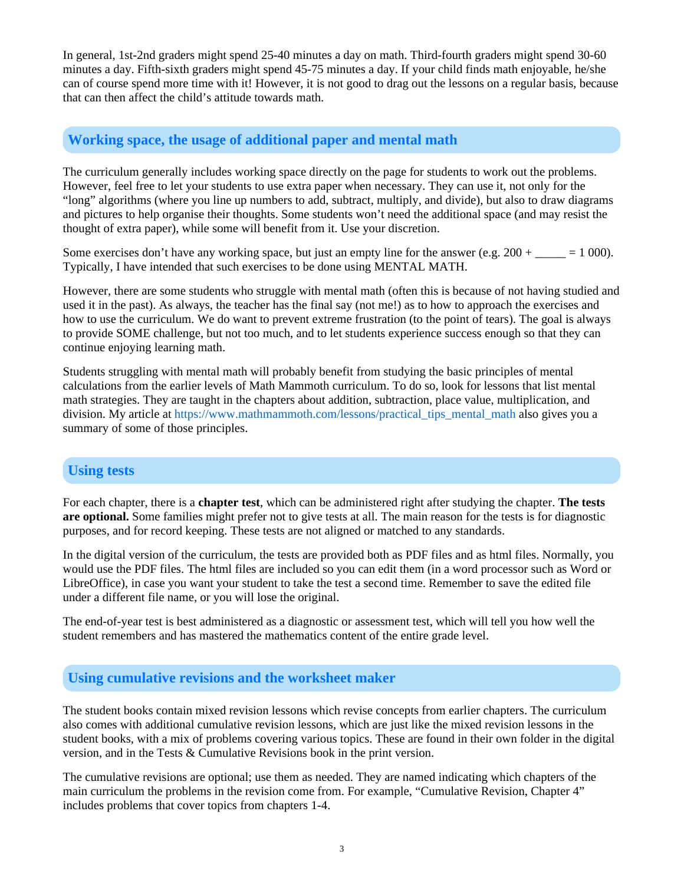In general, 1st-2nd graders might spend 25-40 minutes a day on math. Third-fourth graders might spend 30-60 minutes a day. Fifth-sixth graders might spend 45-75 minutes a day. If your child finds math enjoyable, he/she can of course spend more time with it! However, it is not good to drag out the lessons on a regular basis, because that can then affect the child's attitude towards math.

## Working space, the usage of additional paper and mental math

The curriculum generally includes working space directly on the page for students to work out the problems. However, feel free to let your students to use extra paper when necessary. They can use it, not only for the "long" algorithms (where you line up numbers to add, subtract, multiply, and divide), but also to draw diagrams and pictures to help organise their thoughts. Some students won't need the additional space (and may resist the thought of extra paper), while some will benefit from it. Use your discretion.

Some exercises don't have any working space, but just an empty line for the answer (e.g. 200 + _____ = 1 000). Typically, I have intended that such exercises to be done using MENTAL MATH.

However, there are some students who struggle with mental math (often this is because of not having studied and used it in the past). As always, the teacher has the final say (not me!) as to how to approach the exercises and how to use the curriculum. We do want to prevent extreme frustration (to the point of tears). The goal is always to provide SOME challenge, but not too much, and to let students experience success enough so that they can continue enjoying learning math.

Students struggling with mental math will probably benefit from studying the basic principles of mental calculations from the earlier levels of Math Mammoth curriculum. To do so, look for lessons that list mental math strategies. They are taught in the chapters about addition, subtraction, place value, multiplication, and division. My article at https://www.mathmammoth.com/lessons/practical_tips_mental_math also gives you a summary of some of those principles.

## Using tests

For each chapter, there is a **chapter test**, which can be administered right after studying the chapter. **The tests are optional.** Some families might prefer not to give tests at all. The main reason for the tests is for diagnostic purposes, and for record keeping. These tests are not aligned or matched to any standards.

In the digital version of the curriculum, the tests are provided both as PDF files and as html files. Normally, you would use the PDF files. The html files are included so you can edit them (in a word processor such as Word or LibreOffice), in case you want your student to take the test a second time. Remember to save the edited file under a different file name, or you will lose the original.

The end-of-year test is best administered as a diagnostic or assessment test, which will tell you how well the student remembers and has mastered the mathematics content of the entire grade level.

## Using cumulative revisions and the worksheet maker

The student books contain mixed revision lessons which revise concepts from earlier chapters. The curriculum also comes with additional cumulative revision lessons, which are just like the mixed revision lessons in the student books, with a mix of problems covering various topics. These are found in their own folder in the digital version, and in the Tests & Cumulative Revisions book in the print version.

The cumulative revisions are optional; use them as needed. They are named indicating which chapters of the main curriculum the problems in the revision come from. For example, "Cumulative Revision, Chapter 4" includes problems that cover topics from chapters 1-4.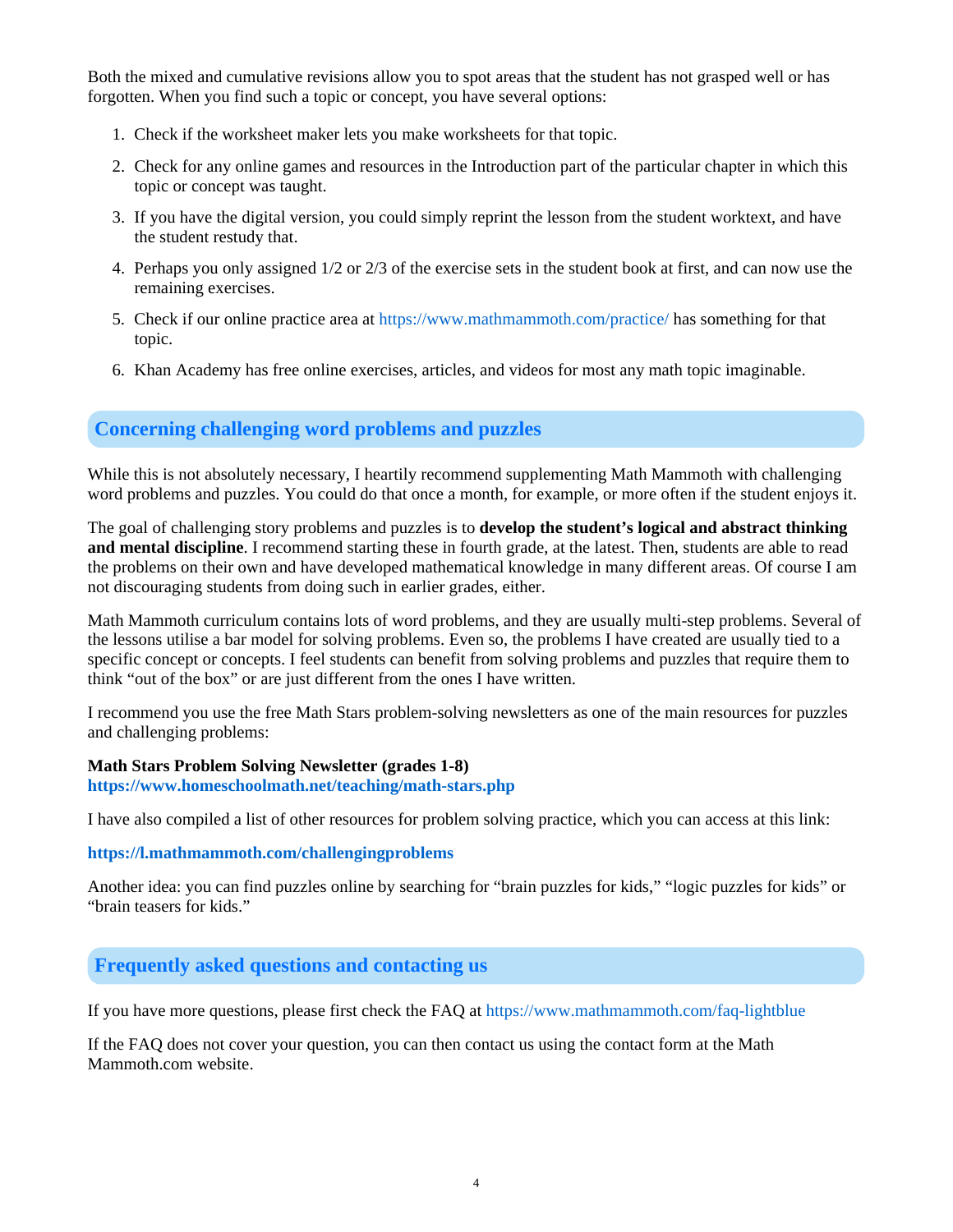Both the mixed and cumulative revisions allow you to spot areas that the student has not grasped well or has forgotten. When you find such a topic or concept, you have several options:

1. Check if the worksheet maker lets you make worksheets for that topic.
2. Check for any online games and resources in the Introduction part of the particular chapter in which this topic or concept was taught.
3. If you have the digital version, you could simply reprint the lesson from the student worktext, and have the student restudy that.
4. Perhaps you only assigned 1/2 or 2/3 of the exercise sets in the student book at first, and can now use the remaining exercises.
5. Check if our online practice area at https://www.mathmammoth.com/practice/ has something for that topic.
6. Khan Academy has free online exercises, articles, and videos for most any math topic imaginable.

## Concerning challenging word problems and puzzles

While this is not absolutely necessary, I heartily recommend supplementing Math Mammoth with challenging word problems and puzzles. You could do that once a month, for example, or more often if the student enjoys it.

The goal of challenging story problems and puzzles is to **develop the student's logical and abstract thinking and mental discipline**. I recommend starting these in fourth grade, at the latest. Then, students are able to read the problems on their own and have developed mathematical knowledge in many different areas. Of course I am not discouraging students from doing such in earlier grades, either.

Math Mammoth curriculum contains lots of word problems, and they are usually multi-step problems. Several of the lessons utilise a bar model for solving problems. Even so, the problems I have created are usually tied to a specific concept or concepts. I feel students can benefit from solving problems and puzzles that require them to think "out of the box" or are just different from the ones I have written.

I recommend you use the free Math Stars problem-solving newsletters as one of the main resources for puzzles and challenging problems:

**Math Stars Problem Solving Newsletter (grades 1-8)**
**https://www.homeschoolmath.net/teaching/math-stars.php**

I have also compiled a list of other resources for problem solving practice, which you can access at this link:

**https://l.mathmammoth.com/challengingproblems**

Another idea: you can find puzzles online by searching for "brain puzzles for kids," "logic puzzles for kids" or "brain teasers for kids."

## Frequently asked questions and contacting us

If you have more questions, please first check the FAQ at https://www.mathmammoth.com/faq-lightblue

If the FAQ does not cover your question, you can then contact us using the contact form at the Math Mammoth.com website.